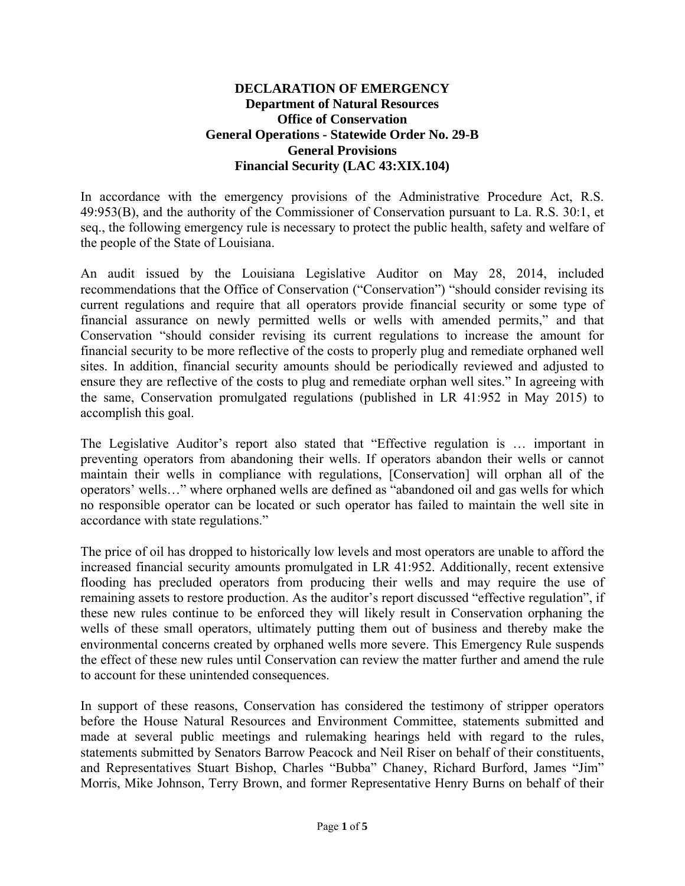**DECLARATION OF EMERGENCY**
**Department of Natural Resources**
**Office of Conservation**
**General Operations - Statewide Order No. 29-B**
**General Provisions**
**Financial Security (LAC 43:XIX.104)**

In accordance with the emergency provisions of the Administrative Procedure Act, R.S. 49:953(B), and the authority of the Commissioner of Conservation pursuant to La. R.S. 30:1, et seq., the following emergency rule is necessary to protect the public health, safety and welfare of the people of the State of Louisiana.

An audit issued by the Louisiana Legislative Auditor on May 28, 2014, included recommendations that the Office of Conservation ("Conservation") "should consider revising its current regulations and require that all operators provide financial security or some type of financial assurance on newly permitted wells or wells with amended permits," and that Conservation "should consider revising its current regulations to increase the amount for financial security to be more reflective of the costs to properly plug and remediate orphaned well sites. In addition, financial security amounts should be periodically reviewed and adjusted to ensure they are reflective of the costs to plug and remediate orphan well sites." In agreeing with the same, Conservation promulgated regulations (published in LR 41:952 in May 2015) to accomplish this goal.

The Legislative Auditor's report also stated that "Effective regulation is … important in preventing operators from abandoning their wells. If operators abandon their wells or cannot maintain their wells in compliance with regulations, [Conservation] will orphan all of the operators' wells…" where orphaned wells are defined as "abandoned oil and gas wells for which no responsible operator can be located or such operator has failed to maintain the well site in accordance with state regulations."

The price of oil has dropped to historically low levels and most operators are unable to afford the increased financial security amounts promulgated in LR 41:952. Additionally, recent extensive flooding has precluded operators from producing their wells and may require the use of remaining assets to restore production. As the auditor's report discussed "effective regulation", if these new rules continue to be enforced they will likely result in Conservation orphaning the wells of these small operators, ultimately putting them out of business and thereby make the environmental concerns created by orphaned wells more severe. This Emergency Rule suspends the effect of these new rules until Conservation can review the matter further and amend the rule to account for these unintended consequences.

In support of these reasons, Conservation has considered the testimony of stripper operators before the House Natural Resources and Environment Committee, statements submitted and made at several public meetings and rulemaking hearings held with regard to the rules, statements submitted by Senators Barrow Peacock and Neil Riser on behalf of their constituents, and Representatives Stuart Bishop, Charles "Bubba" Chaney, Richard Burford, James "Jim" Morris, Mike Johnson, Terry Brown, and former Representative Henry Burns on behalf of their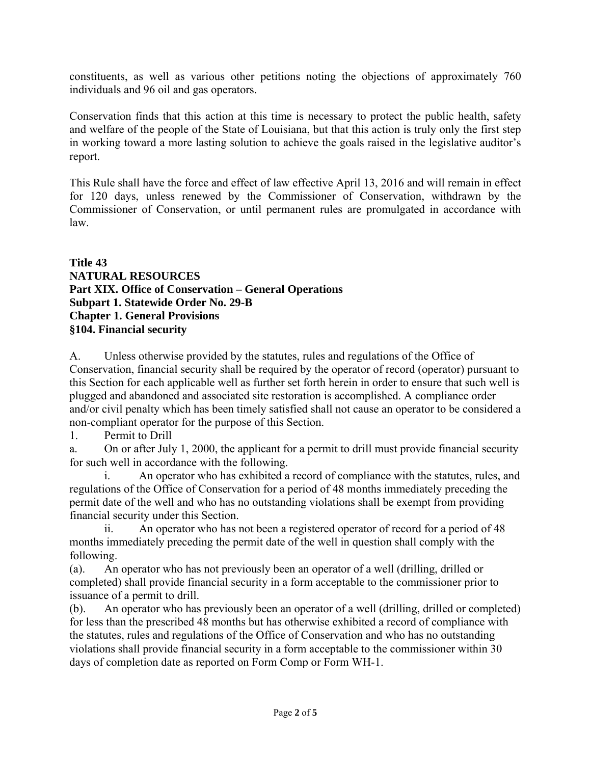constituents, as well as various other petitions noting the objections of approximately 760 individuals and 96 oil and gas operators.

Conservation finds that this action at this time is necessary to protect the public health, safety and welfare of the people of the State of Louisiana, but that this action is truly only the first step in working toward a more lasting solution to achieve the goals raised in the legislative auditor's report.

This Rule shall have the force and effect of law effective April 13, 2016 and will remain in effect for 120 days, unless renewed by the Commissioner of Conservation, withdrawn by the Commissioner of Conservation, or until permanent rules are promulgated in accordance with law.

**Title 43**
**NATURAL RESOURCES**
**Part XIX. Office of Conservation – General Operations**
**Subpart 1. Statewide Order No. 29-B**
**Chapter 1. General Provisions**
**§104. Financial security**

A. Unless otherwise provided by the statutes, rules and regulations of the Office of Conservation, financial security shall be required by the operator of record (operator) pursuant to this Section for each applicable well as further set forth herein in order to ensure that such well is plugged and abandoned and associated site restoration is accomplished. A compliance order and/or civil penalty which has been timely satisfied shall not cause an operator to be considered a non-compliant operator for the purpose of this Section.

1. Permit to Drill

a. On or after July 1, 2000, the applicant for a permit to drill must provide financial security for such well in accordance with the following.

i. An operator who has exhibited a record of compliance with the statutes, rules, and regulations of the Office of Conservation for a period of 48 months immediately preceding the permit date of the well and who has no outstanding violations shall be exempt from providing financial security under this Section.

ii. An operator who has not been a registered operator of record for a period of 48 months immediately preceding the permit date of the well in question shall comply with the following.

(a). An operator who has not previously been an operator of a well (drilling, drilled or completed) shall provide financial security in a form acceptable to the commissioner prior to issuance of a permit to drill.

(b). An operator who has previously been an operator of a well (drilling, drilled or completed) for less than the prescribed 48 months but has otherwise exhibited a record of compliance with the statutes, rules and regulations of the Office of Conservation and who has no outstanding violations shall provide financial security in a form acceptable to the commissioner within 30 days of completion date as reported on Form Comp or Form WH-1.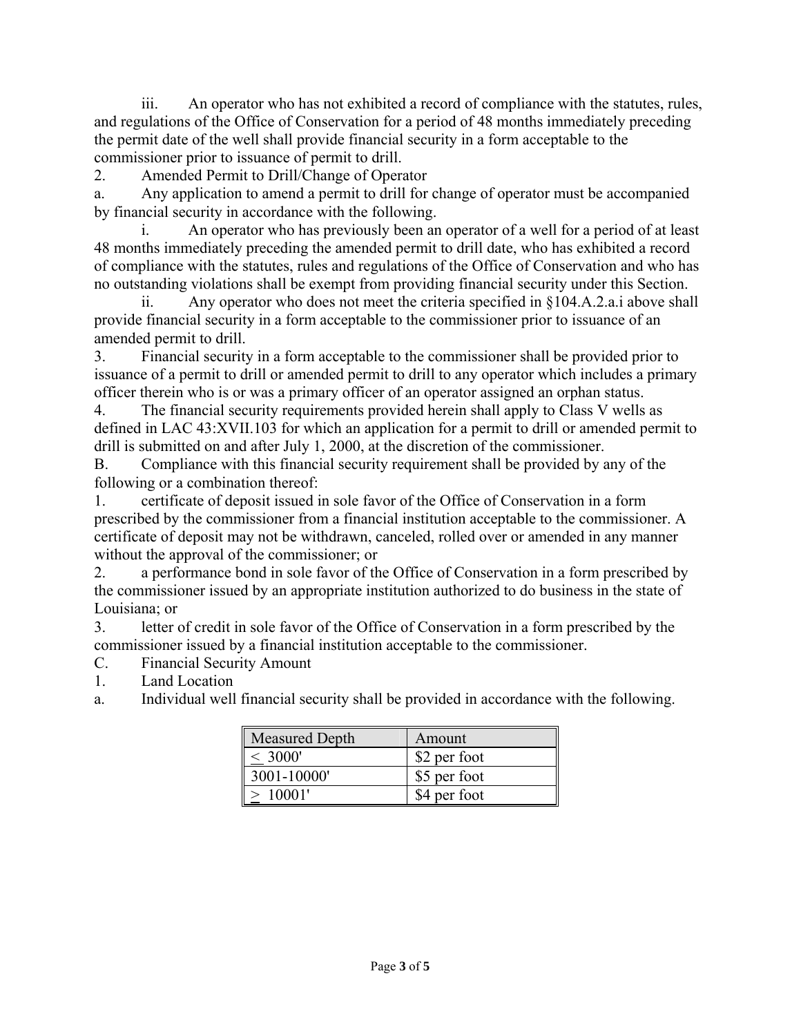iii. An operator who has not exhibited a record of compliance with the statutes, rules, and regulations of the Office of Conservation for a period of 48 months immediately preceding the permit date of the well shall provide financial security in a form acceptable to the commissioner prior to issuance of permit to drill.

2. Amended Permit to Drill/Change of Operator

a. Any application to amend a permit to drill for change of operator must be accompanied by financial security in accordance with the following.

i. An operator who has previously been an operator of a well for a period of at least 48 months immediately preceding the amended permit to drill date, who has exhibited a record of compliance with the statutes, rules and regulations of the Office of Conservation and who has no outstanding violations shall be exempt from providing financial security under this Section.

ii. Any operator who does not meet the criteria specified in §104.A.2.a.i above shall provide financial security in a form acceptable to the commissioner prior to issuance of an amended permit to drill.

3. Financial security in a form acceptable to the commissioner shall be provided prior to issuance of a permit to drill or amended permit to drill to any operator which includes a primary officer therein who is or was a primary officer of an operator assigned an orphan status.

4. The financial security requirements provided herein shall apply to Class V wells as defined in LAC 43:XVII.103 for which an application for a permit to drill or amended permit to drill is submitted on and after July 1, 2000, at the discretion of the commissioner.

B. Compliance with this financial security requirement shall be provided by any of the following or a combination thereof:

1. certificate of deposit issued in sole favor of the Office of Conservation in a form prescribed by the commissioner from a financial institution acceptable to the commissioner. A certificate of deposit may not be withdrawn, canceled, rolled over or amended in any manner without the approval of the commissioner; or

2. a performance bond in sole favor of the Office of Conservation in a form prescribed by the commissioner issued by an appropriate institution authorized to do business in the state of Louisiana; or

3. letter of credit in sole favor of the Office of Conservation in a form prescribed by the commissioner issued by a financial institution acceptable to the commissioner.

C. Financial Security Amount

1. Land Location

a. Individual well financial security shall be provided in accordance with the following.

| Measured Depth | Amount |
|---|---|
| ≤ 3000' | $2 per foot |
| 3001-10000' | $5 per foot |
| ≥ 10001' | $4 per foot |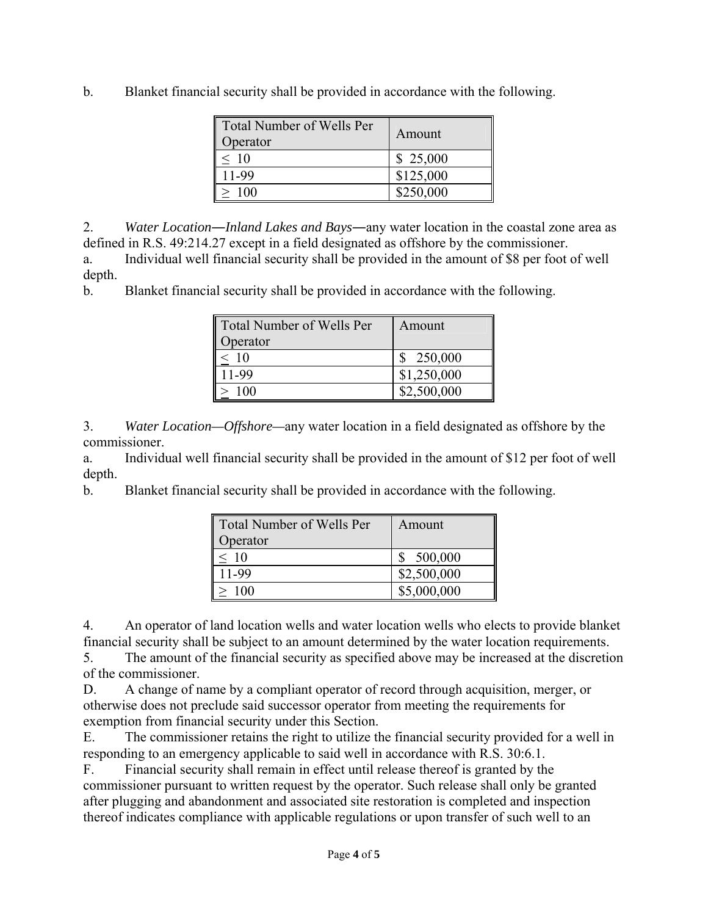b. Blanket financial security shall be provided in accordance with the following.

| Total Number of Wells Per Operator | Amount |
|---|---|
| ≤ 10 | $ 25,000 |
| 11-99 | $125,000 |
| ≥ 100 | $250,000 |

2. *Water Location―Inland Lakes and Bays*―any water location in the coastal zone area as defined in R.S. 49:214.27 except in a field designated as offshore by the commissioner.

a. Individual well financial security shall be provided in the amount of $8 per foot of well depth.

b. Blanket financial security shall be provided in accordance with the following.

| Total Number of Wells Per Operator | Amount |
|---|---|
| ≤ 10 | $ 250,000 |
| 11-99 | $1,250,000 |
| ≥ 100 | $2,500,000 |

3. *Water Location—Offshore*—any water location in a field designated as offshore by the commissioner.

a. Individual well financial security shall be provided in the amount of $12 per foot of well depth.

b. Blanket financial security shall be provided in accordance with the following.

| Total Number of Wells Per Operator | Amount |
|---|---|
| ≤ 10 | $ 500,000 |
| 11-99 | $2,500,000 |
| ≥ 100 | $5,000,000 |

4. An operator of land location wells and water location wells who elects to provide blanket financial security shall be subject to an amount determined by the water location requirements.

5. The amount of the financial security as specified above may be increased at the discretion of the commissioner.

D. A change of name by a compliant operator of record through acquisition, merger, or otherwise does not preclude said successor operator from meeting the requirements for exemption from financial security under this Section.

E. The commissioner retains the right to utilize the financial security provided for a well in responding to an emergency applicable to said well in accordance with R.S. 30:6.1.

F. Financial security shall remain in effect until release thereof is granted by the commissioner pursuant to written request by the operator. Such release shall only be granted after plugging and abandonment and associated site restoration is completed and inspection thereof indicates compliance with applicable regulations or upon transfer of such well to an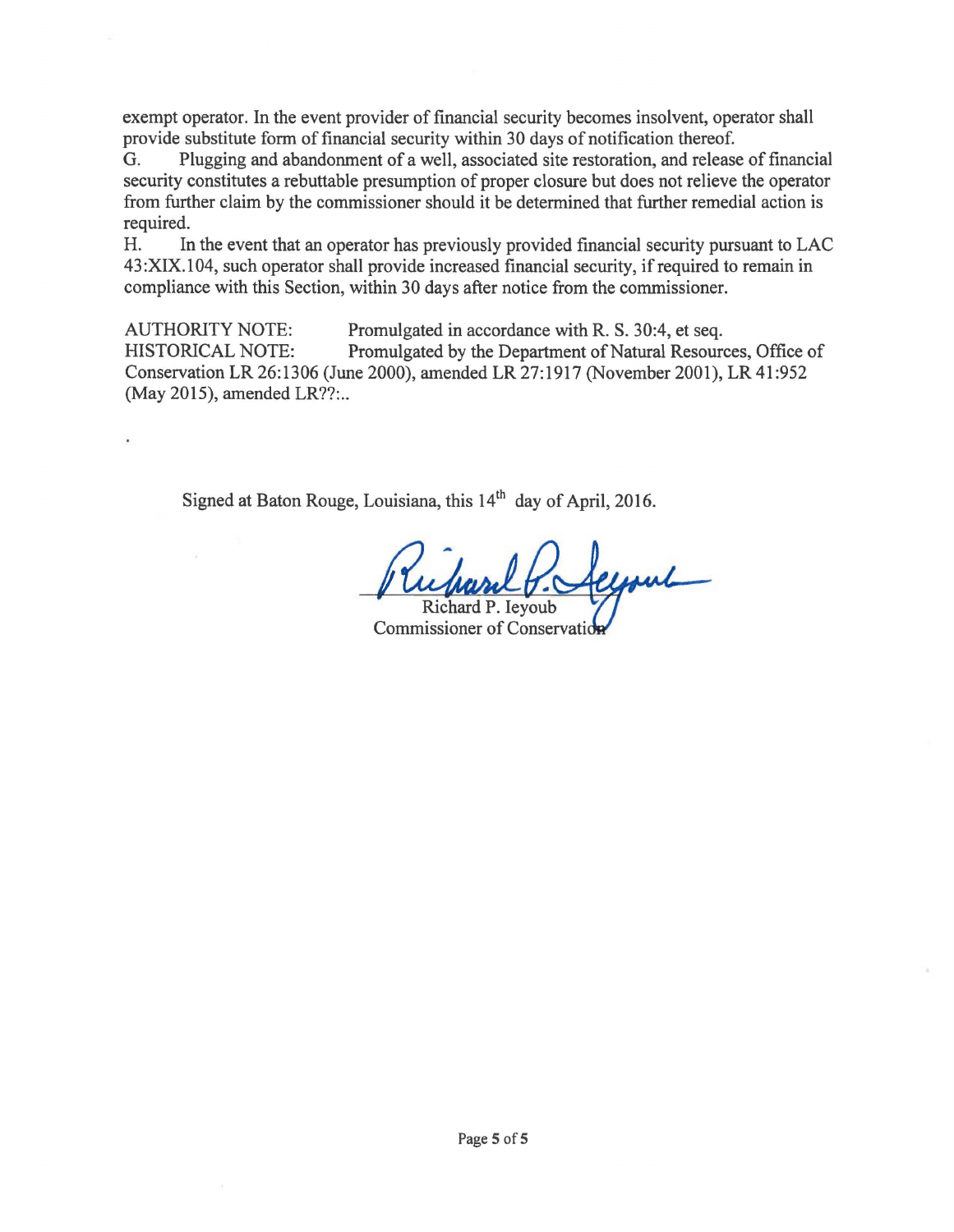exempt operator. In the event provider of financial security becomes insolvent, operator shall provide substitute form of financial security within 30 days of notification thereof.

G. Plugging and abandonment of a well, associated site restoration, and release of financial security constitutes a rebuttable presumption of proper closure but does not relieve the operator from further claim by the commissioner should it be determined that further remedial action is required.

H. In the event that an operator has previously provided financial security pursuant to LAC 43:XIX.104, such operator shall provide increased financial security, if required to remain in compliance with this Section, within 30 days after notice from the commissioner.

AUTHORITY NOTE: Promulgated in accordance with R. S. 30:4, et seq.
HISTORICAL NOTE: Promulgated by the Department of Natural Resources, Office of Conservation LR 26:1306 (June 2000), amended LR 27:1917 (November 2001), LR 41:952 (May 2015), amended LR??:..

Signed at Baton Rouge, Louisiana, this 14th day of April, 2016.

Richard P. Ieyoub
Commissioner of Conservation